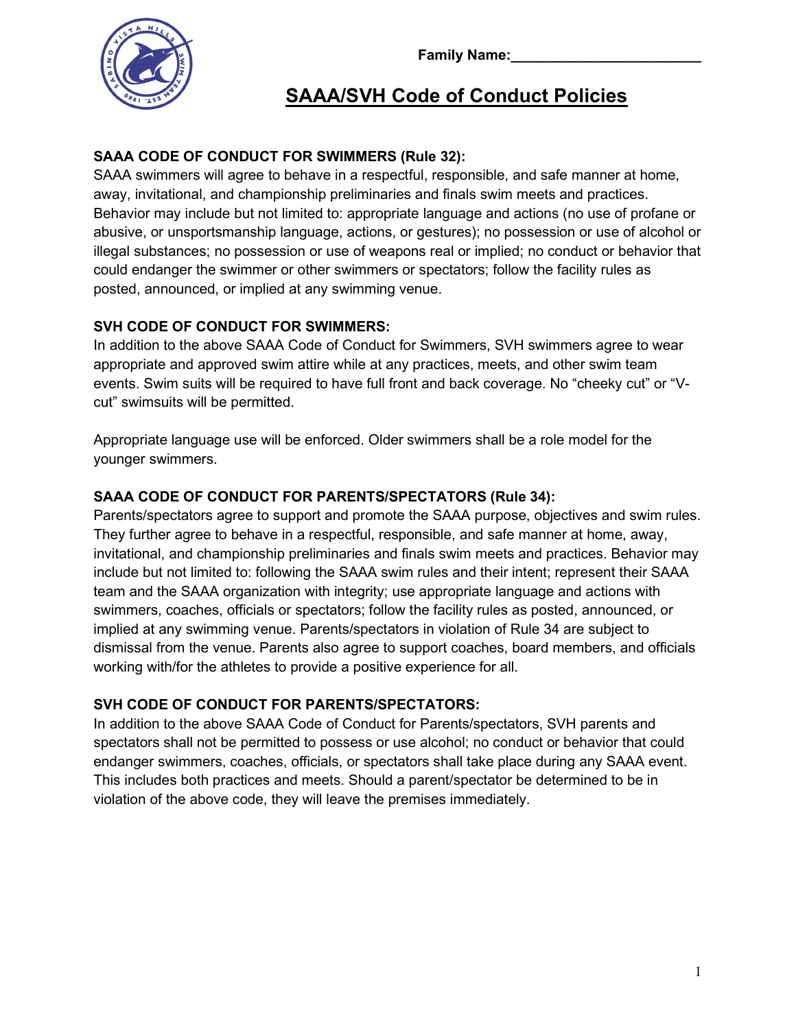Family Name:________________________

# SAAA/SVH Code of Conduct Policies

**SAAA CODE OF CONDUCT FOR SWIMMERS (Rule 32):**
SAAA swimmers will agree to behave in a respectful, responsible, and safe manner at home, away, invitational, and championship preliminaries and finals swim meets and practices. Behavior may include but not limited to: appropriate language and actions (no use of profane or abusive, or unsportsmanship language, actions, or gestures); no possession or use of alcohol or illegal substances; no possession or use of weapons real or implied; no conduct or behavior that could endanger the swimmer or other swimmers or spectators; follow the facility rules as posted, announced, or implied at any swimming venue.

**SVH CODE OF CONDUCT FOR SWIMMERS:**
In addition to the above SAAA Code of Conduct for Swimmers, SVH swimmers agree to wear appropriate and approved swim attire while at any practices, meets, and other swim team events. Swim suits will be required to have full front and back coverage. No "cheeky cut" or "V-cut" swimsuits will be permitted.

Appropriate language use will be enforced. Older swimmers shall be a role model for the younger swimmers.

**SAAA CODE OF CONDUCT FOR PARENTS/SPECTATORS (Rule 34):**
Parents/spectators agree to support and promote the SAAA purpose, objectives and swim rules. They further agree to behave in a respectful, responsible, and safe manner at home, away, invitational, and championship preliminaries and finals swim meets and practices. Behavior may include but not limited to: following the SAAA swim rules and their intent; represent their SAAA team and the SAAA organization with integrity; use appropriate language and actions with swimmers, coaches, officials or spectators; follow the facility rules as posted, announced, or implied at any swimming venue. Parents/spectators in violation of Rule 34 are subject to dismissal from the venue. Parents also agree to support coaches, board members, and officials working with/for the athletes to provide a positive experience for all.

**SVH CODE OF CONDUCT FOR PARENTS/SPECTATORS:**
In addition to the above SAAA Code of Conduct for Parents/spectators, SVH parents and spectators shall not be permitted to possess or use alcohol; no conduct or behavior that could endanger swimmers, coaches, officials, or spectators shall take place during any SAAA event. This includes both practices and meets. Should a parent/spectator be determined to be in violation of the above code, they will leave the premises immediately.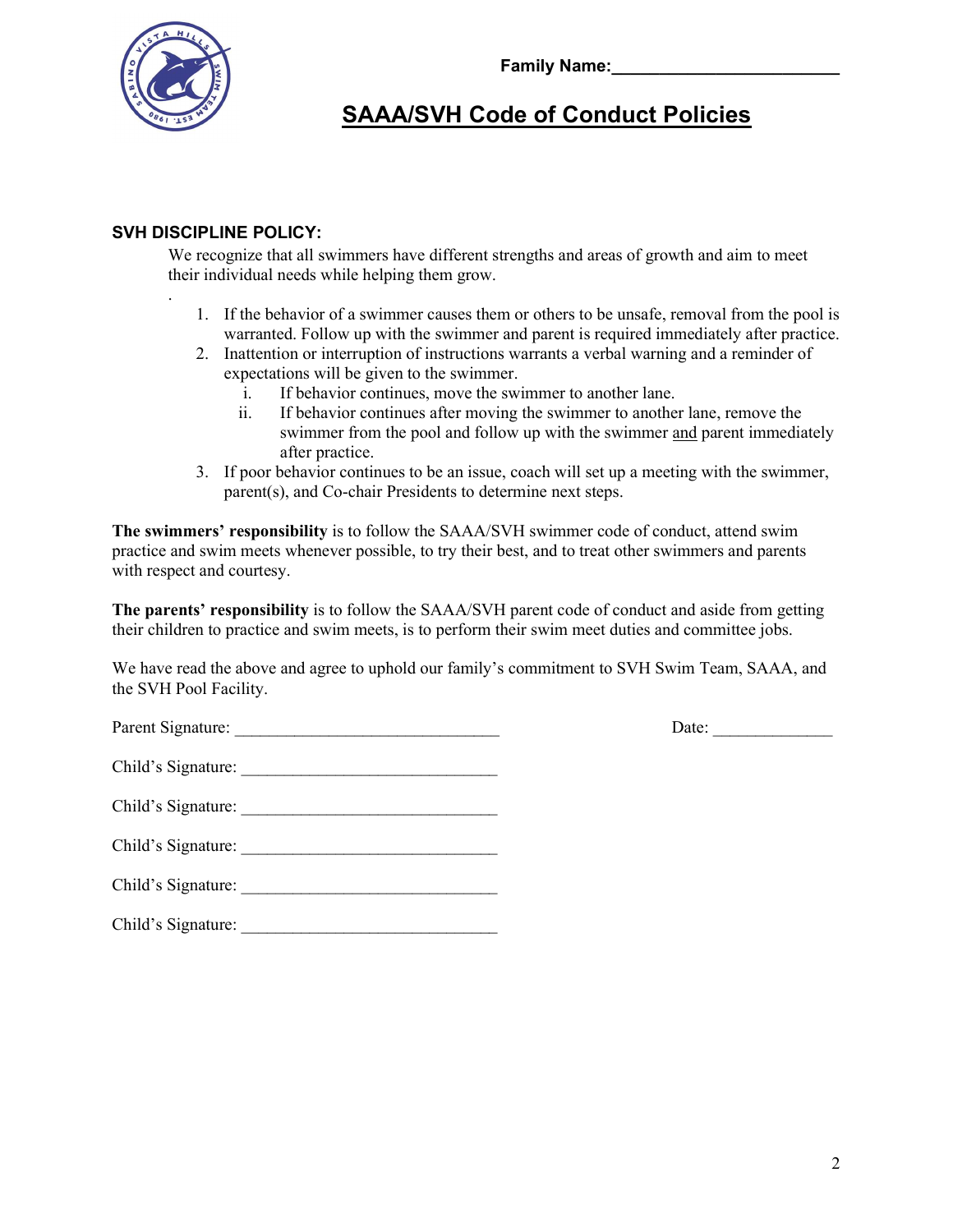Family Name:________________________

# SAAA/SVH Code of Conduct Policies

**SVH DISCIPLINE POLICY:**

We recognize that all swimmers have different strengths and areas of growth and aim to meet their individual needs while helping them grow.

.

1. If the behavior of a swimmer causes them or others to be unsafe, removal from the pool is warranted. Follow up with the swimmer and parent is required immediately after practice.
2. Inattention or interruption of instructions warrants a verbal warning and a reminder of expectations will be given to the swimmer.
   i. If behavior continues, move the swimmer to another lane.
   ii. If behavior continues after moving the swimmer to another lane, remove the swimmer from the pool and follow up with the swimmer and parent immediately after practice.
3. If poor behavior continues to be an issue, coach will set up a meeting with the swimmer, parent(s), and Co-chair Presidents to determine next steps.

**The swimmers' responsibility** is to follow the SAAA/SVH swimmer code of conduct, attend swim practice and swim meets whenever possible, to try their best, and to treat other swimmers and parents with respect and courtesy.

**The parents' responsibility** is to follow the SAAA/SVH parent code of conduct and aside from getting their children to practice and swim meets, is to perform their swim meet duties and committee jobs.

We have read the above and agree to uphold our family's commitment to SVH Swim Team, SAAA, and the SVH Pool Facility.

Parent Signature: _______________________________ Date: ______________

Child's Signature: ______________________________

Child's Signature: ______________________________

Child's Signature: ______________________________

Child's Signature: ______________________________

Child's Signature: ______________________________